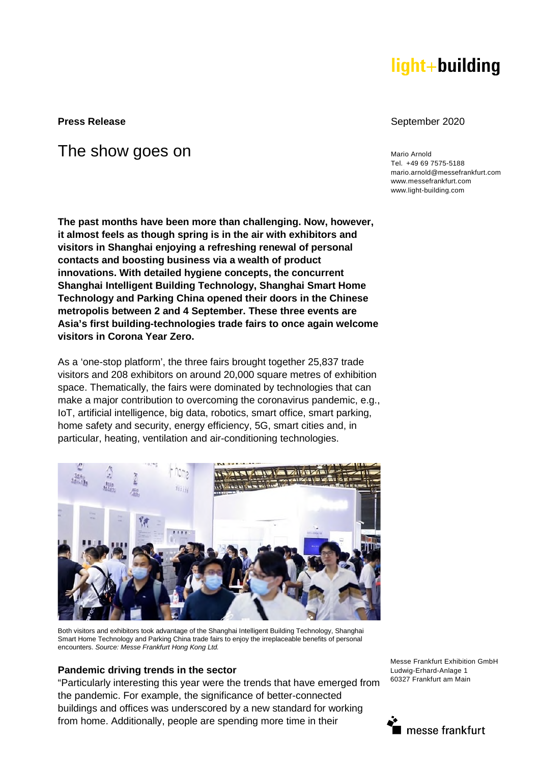**Press Release**

September 2020

# The show goes on

Mario Arnold
Tel. +49 69 7575-5188
mario.arnold@messefrankfurt.com
www.messefrankfurt.com
www.light-building.com

**The past months have been more than challenging. Now, however, it almost feels as though spring is in the air with exhibitors and visitors in Shanghai enjoying a refreshing renewal of personal contacts and boosting business via a wealth of product innovations. With detailed hygiene concepts, the concurrent Shanghai Intelligent Building Technology, Shanghai Smart Home Technology and Parking China opened their doors in the Chinese metropolis between 2 and 4 September. These three events are Asia's first building-technologies trade fairs to once again welcome visitors in Corona Year Zero.**

As a 'one-stop platform', the three fairs brought together 25,837 trade visitors and 208 exhibitors on around 20,000 square metres of exhibition space. Thematically, the fairs were dominated by technologies that can make a major contribution to overcoming the coronavirus pandemic, e.g., IoT, artificial intelligence, big data, robotics, smart office, smart parking, home safety and security, energy efficiency, 5G, smart cities and, in particular, heating, ventilation and air-conditioning technologies.

Both visitors and exhibitors took advantage of the Shanghai Intelligent Building Technology, Shanghai Smart Home Technology and Parking China trade fairs to enjoy the irreplaceable benefits of personal encounters. *Source: Messe Frankfurt Hong Kong Ltd.*

### Pandemic driving trends in the sector

"Particularly interesting this year were the trends that have emerged from the pandemic. For example, the significance of better-connected buildings and offices was underscored by a new standard for working from home. Additionally, people are spending more time in their

Messe Frankfurt Exhibition GmbH
Ludwig-Erhard-Anlage 1
60327 Frankfurt am Main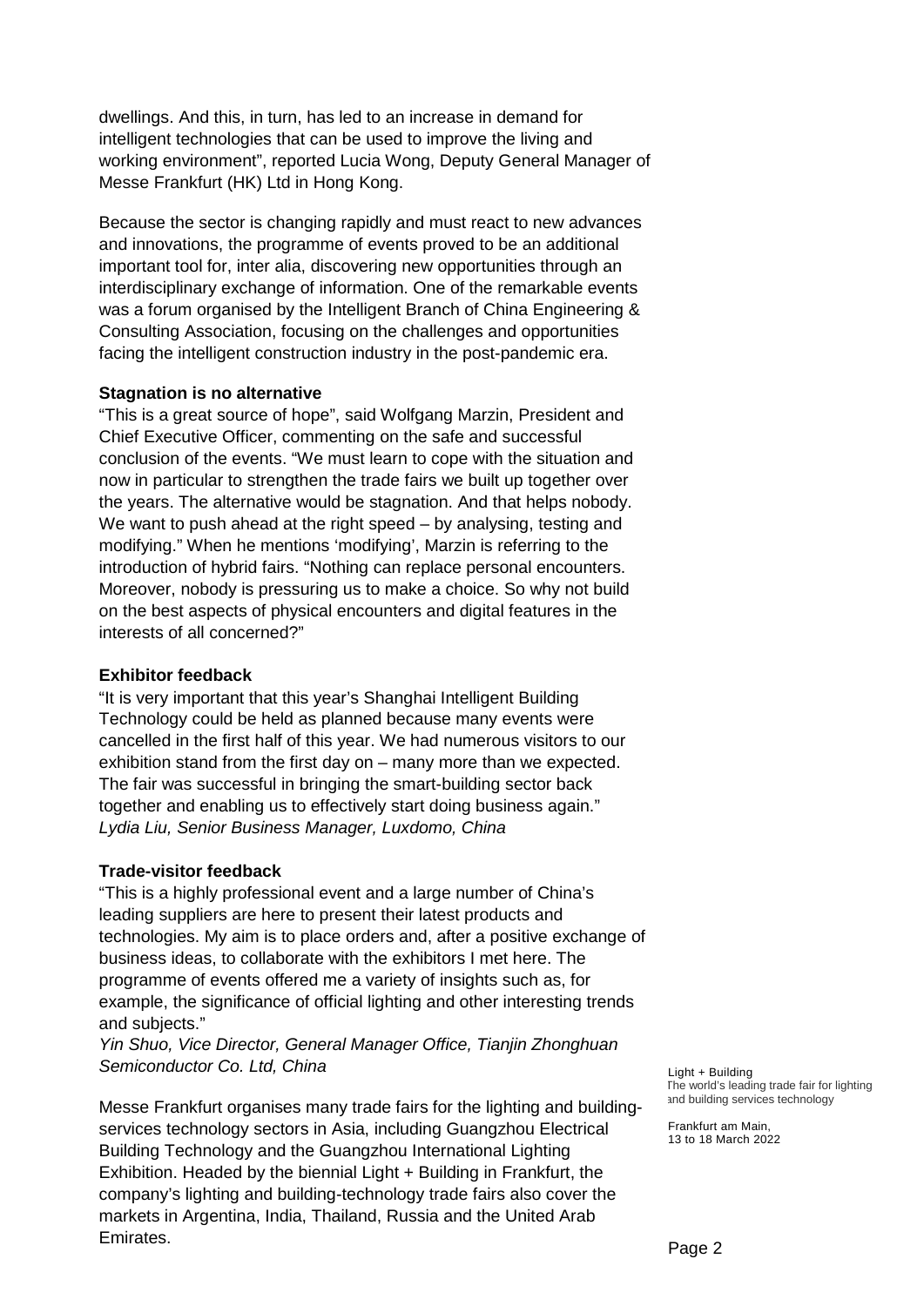dwellings. And this, in turn, has led to an increase in demand for intelligent technologies that can be used to improve the living and working environment", reported Lucia Wong, Deputy General Manager of Messe Frankfurt (HK) Ltd in Hong Kong.

Because the sector is changing rapidly and must react to new advances and innovations, the programme of events proved to be an additional important tool for, inter alia, discovering new opportunities through an interdisciplinary exchange of information. One of the remarkable events was a forum organised by the Intelligent Branch of China Engineering & Consulting Association, focusing on the challenges and opportunities facing the intelligent construction industry in the post-pandemic era.

**Stagnation is no alternative**

"This is a great source of hope", said Wolfgang Marzin, President and Chief Executive Officer, commenting on the safe and successful conclusion of the events. "We must learn to cope with the situation and now in particular to strengthen the trade fairs we built up together over the years. The alternative would be stagnation. And that helps nobody. We want to push ahead at the right speed – by analysing, testing and modifying." When he mentions 'modifying', Marzin is referring to the introduction of hybrid fairs. "Nothing can replace personal encounters. Moreover, nobody is pressuring us to make a choice. So why not build on the best aspects of physical encounters and digital features in the interests of all concerned?"

**Exhibitor feedback**

"It is very important that this year's Shanghai Intelligent Building Technology could be held as planned because many events were cancelled in the first half of this year. We had numerous visitors to our exhibition stand from the first day on – many more than we expected. The fair was successful in bringing the smart-building sector back together and enabling us to effectively start doing business again."
*Lydia Liu, Senior Business Manager, Luxdomo, China*

**Trade-visitor feedback**

"This is a highly professional event and a large number of China's leading suppliers are here to present their latest products and technologies. My aim is to place orders and, after a positive exchange of business ideas, to collaborate with the exhibitors I met here. The programme of events offered me a variety of insights such as, for example, the significance of official lighting and other interesting trends and subjects."
*Yin Shuo, Vice Director, General Manager Office, Tianjin Zhonghuan Semiconductor Co. Ltd, China*

Messe Frankfurt organises many trade fairs for the lighting and building-services technology sectors in Asia, including Guangzhou Electrical Building Technology and the Guangzhou International Lighting Exhibition. Headed by the biennial Light + Building in Frankfurt, the company's lighting and building-technology trade fairs also cover the markets in Argentina, India, Thailand, Russia and the United Arab Emirates.

Light + Building
The world's leading trade fair for lighting and building services technology

Frankfurt am Main,
13 to 18 March 2022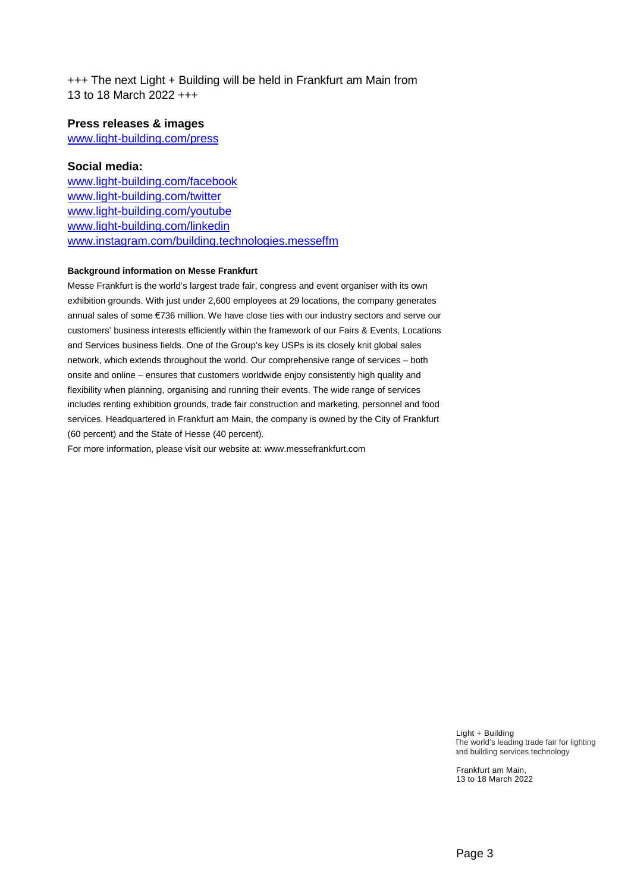+++ The next Light + Building will be held in Frankfurt am Main from 13 to 18 March 2022 +++

**Press releases & images**

www.light-building.com/press

**Social media:**

www.light-building.com/facebook
www.light-building.com/twitter
www.light-building.com/youtube
www.light-building.com/linkedin
www.instagram.com/building.technologies.messeffm

**Background information on Messe Frankfurt**

Messe Frankfurt is the world's largest trade fair, congress and event organiser with its own exhibition grounds. With just under 2,600 employees at 29 locations, the company generates annual sales of some €736 million. We have close ties with our industry sectors and serve our customers' business interests efficiently within the framework of our Fairs & Events, Locations and Services business fields. One of the Group's key USPs is its closely knit global sales network, which extends throughout the world. Our comprehensive range of services – both onsite and online – ensures that customers worldwide enjoy consistently high quality and flexibility when planning, organising and running their events. The wide range of services includes renting exhibition grounds, trade fair construction and marketing, personnel and food services. Headquartered in Frankfurt am Main, the company is owned by the City of Frankfurt (60 percent) and the State of Hesse (40 percent).

For more information, please visit our website at: www.messefrankfurt.com